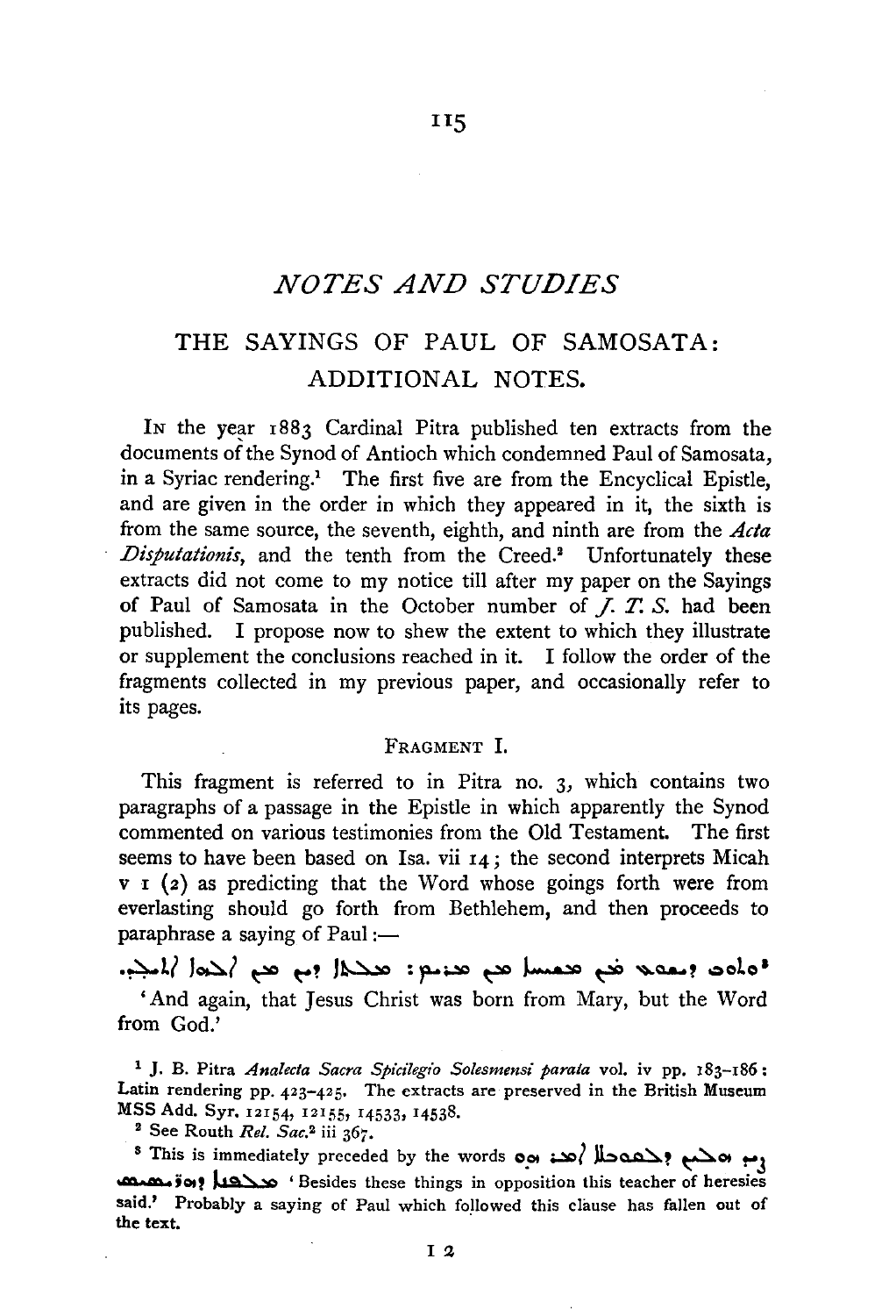# NOTES AND STUDIES

## THE SAYINGS OF PAUL OF SAMOSATA: ADDITIONAL NOTES.

In the year 1883 Cardinal Pitra published ten extracts from the documents of the Synod of Antioch which condemned Paul of Samosata, in a Syriac rendering.[1] The first five are from the Encyclical Epistle, and are given in the order in which they appeared in it, the sixth is from the same source, the seventh, eighth, and ninth are from the *Acta Disputationis*, and the tenth from the Creed.[2] Unfortunately these extracts did not come to my notice till after my paper on the Sayings of Paul of Samosata in the October number of *J. T. S.* had been published. I propose now to shew the extent to which they illustrate or supplement the conclusions reached in it. I follow the order of the fragments collected in my previous paper, and occasionally refer to its pages.

### Fragment I.

This fragment is referred to in Pitra no. 3, which contains two paragraphs of a passage in the Epistle in which apparently the Synod commented on various testimonies from the Old Testament. The first seems to have been based on Isa. vii 14; the second interprets Micah v 1 (2) as predicting that the Word whose goings forth were from everlasting should go forth from Bethlehem, and then proceeds to paraphrase a saying of Paul:—

[3]ܘܬܘܒ ܕܝܫܘܥ ܗܘ ܡܫܝܚܐ ܡܢ ܡܪܝܡ: ܡܠܬܐ ܕܝܢ ܡܢ ܐܠܗܐ ܐܬܝܠܕ.

'And again, that Jesus Christ was born from Mary, but the Word from God.'

---

[1] J. B. Pitra *Analecta Sacra Spicilegio Solesmensi parata* vol. iv pp. 183–186: Latin rendering pp. 423–425. The extracts are preserved in the British Museum MSS Add. Syr. 12154, 12155, 14533, 14538.

[2] See Routh *Rel. Sac.*[2] iii 367.

[3] This is immediately preceded by the words ܣܛܪ ܡܢ ܗܠܝܢ ܕܠܘܩܒܠܐ ܐܡܪ ܗܘ ܡܠܦܢܐ ܕܗܪܣܝܣ 'Besides these things in opposition this teacher of heresies said.' Probably a saying of Paul which followed this clause has fallen out of the text.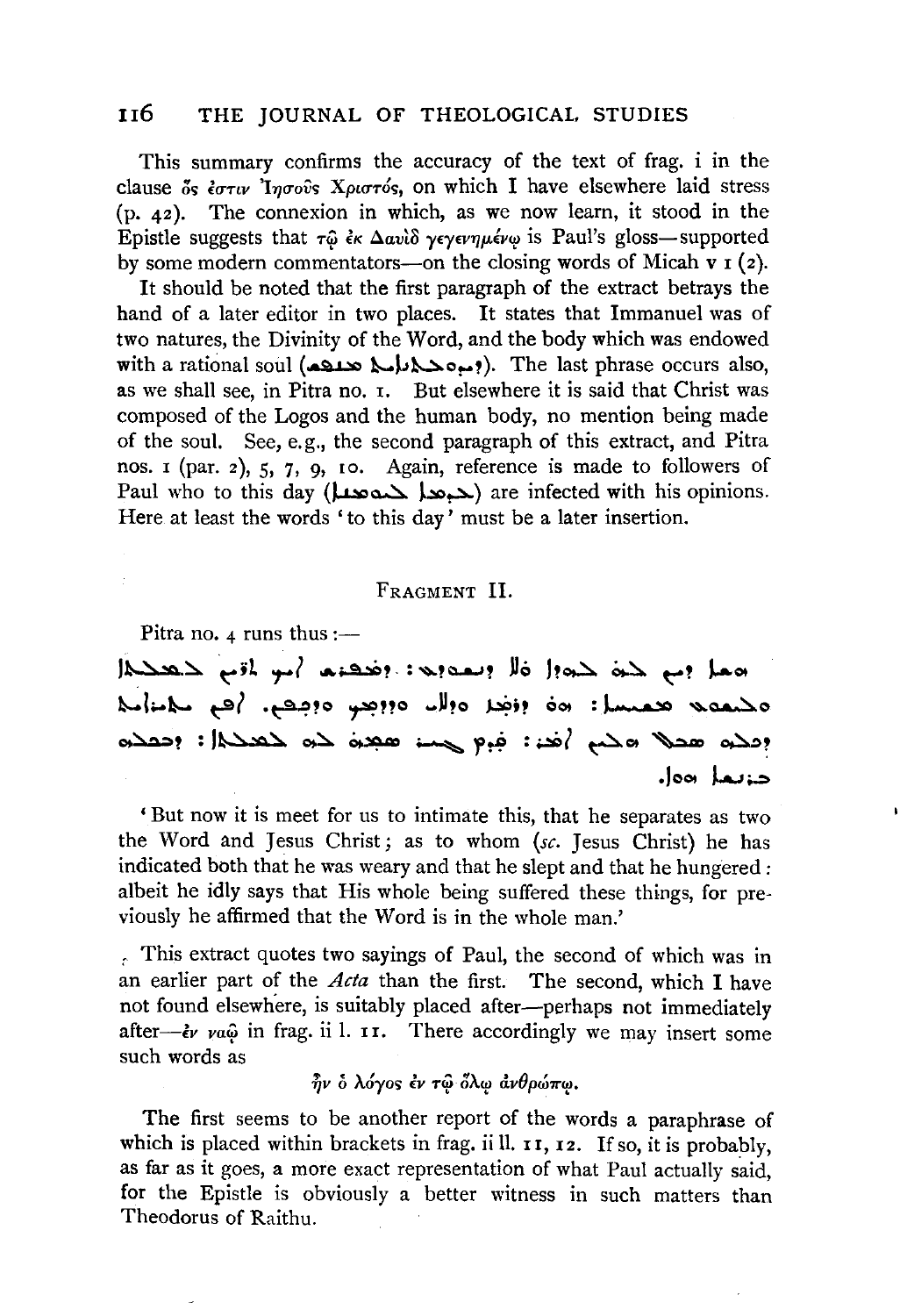This summary confirms the accuracy of the text of frag. i in the clause ὅς ἐστιν Ἰησοῦς Χριστός, on which I have elsewhere laid stress (p. 42). The connexion in which, as we now learn, it stood in the Epistle suggests that τῷ ἐκ Δαυὶδ γεγενημένῳ is Paul's gloss—supported by some modern commentators—on the closing words of Micah v 1 (2).

It should be noted that the first paragraph of the extract betrays the hand of a later editor in two places. It states that Immanuel was of two natures, the Divinity of the Word, and the body which was endowed with a rational soul (ܘܡܠܝܠܬܐ ܢܦܫܐ). The last phrase occurs also, as we shall see, in Pitra no. 1. But elsewhere it is said that Christ was composed of the Logos and the human body, no mention being made of the soul. See, e.g., the second paragraph of this extract, and Pitra nos. 1 (par. 2), 5, 7, 9, 10. Again, reference is made to followers of Paul who to this day (ܥܕܡܐ ܠܝܘܡܢܐ) are infected with his opinions. Here at least the words 'to this day' must be a later insertion.

## Fragment II.

Pitra no. 4 runs thus:—

ܗܫܐ ܕܝܢ ܠܢ ܠܘܩܒܠ ܗܕܐ ܘܠܐ ܕܢܘܕܥ: ܕܦܠܓ ܗܘ ܐܝܟ ܬܪܝܢ ܠܡܠܬܐ
ܘܠܝܫܘܥ ܡܫܝܚܐ: ܗܘ ܕܥܠܘܗܝ ܐܘܕܥ ܕܠܐܝ ܘܕܡܟ ܘܕܟܦܢ. ܐܦܢ ܠܡܣܪܩܘ
ܕܟܠܗ ܚܫ ܗܠܝܢ ܐܡܪ: ܡܛܠ ܕܩܕܡ ܚܘܝ ܠܗ ܠܡܠܬܐ: ܕܒܟܠܗ
ܒܪܢܫܐ ܗܘܐ.

'But now it is meet for us to intimate this, that he separates as two the Word and Jesus Christ; as to whom (*sc.* Jesus Christ) he has indicated both that he was weary and that he slept and that he hungered: albeit he idly says that His whole being suffered these things, for previously he affirmed that the Word is in the whole man.'

This extract quotes two sayings of Paul, the second of which was in an earlier part of the *Acta* than the first. The second, which I have not found elsewhere, is suitably placed after—perhaps not immediately after—ἐν ναῷ in frag. ii l. 11. There accordingly we may insert some such words as

ἦν ὁ λόγος ἐν τῷ ὅλῳ ἀνθρώπῳ.

The first seems to be another report of the words a paraphrase of which is placed within brackets in frag. ii ll. 11, 12. If so, it is probably, as far as it goes, a more exact representation of what Paul actually said, for the Epistle is obviously a better witness in such matters than Theodorus of Raithu.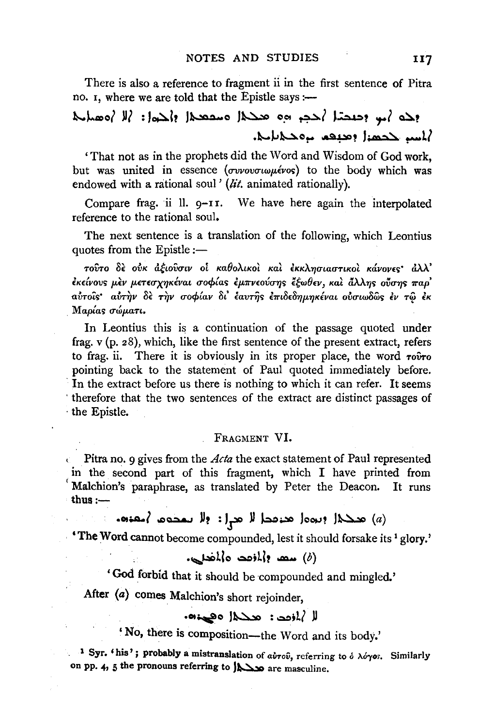There is also a reference to fragment ii in the first sentence of Pitra no. 1, where we are told that the Epistle says :—

ܕܠܐ ܐܝܟ ܕܒܢܒܝܐ ܐܠܐ ܒܥܘܬܪܐ ܗܘ ܡܠܬܐ ܘܚܟܡܬܐ ܕܐܠܗܐ: ܐܠܐ ܐܬܚܝܕ ܐܘܣܝܐܝܬ ܠܦܓܪܐ ܕܡܢܦܫ ܡܠܝܠܐܝܬ.

'That not as in the prophets did the Word and Wisdom of God work, but was united in essence (συνουσιωμένος) to the body which was endowed with a rational soul' (*lit.* animated rationally).

Compare frag. ii ll. 9–11. We have here again the interpolated reference to the rational soul.

The next sentence is a translation of the following, which Leontius quotes from the Epistle :—

τοῦτο δὲ οὐκ ἀξιοῦσιν οἱ καθολικοὶ καὶ ἐκκλησιαστικοὶ κάνονες· ἀλλ' ἐκείνους μὲν μετεσχηκέναι σοφίας ἐμπνεούσης ἔξωθεν, καὶ ἄλλης οὔσης παρ' αὐτοῖς· αὐτὴν δὲ τὴν σοφίαν δι' ἑαυτῆς ἐπιδεδημηκέναι οὐσιωδῶς ἐν τῷ ἐκ Μαρίας σώματι.

In Leontius this is a continuation of the passage quoted under frag. v (p. 28), which, like the first sentence of the present extract, refers to frag. ii. There it is obviously in its proper place, the word τοῦτο pointing back to the statement of Paul quoted immediately before. In the extract before us there is nothing to which it can refer. It seems therefore that the two sentences of the extract are distinct passages of the Epistle.

## FRAGMENT VI.

Pitra no. 9 gives from the *Acta* the exact statement of Paul represented in the second part of this fragment, which I have printed from Malchion's paraphrase, as translated by Peter the Deacon. It runs thus :—

(*a*) ܡܠܬܐ ܕܝܢ ܡܪܟܒܐ ܠܐ ܗܘܐ: ܕܠܐ ܢܥܒܕ ܐܝܩܪܗ.

'The Word cannot become compounded, lest it should forsake its[1] glory.'

(*b*) ܚܣ ܕܢܬܪܟܒ ܘܢܬܚܠܛ.

'God forbid that it should be compounded and mingled.'

After (*a*) comes Malchion's short rejoinder,

ܠܐ ܐܬܪܟܒ: ܡܠܬܐ ܘܦܓܪܗ.

'No, there is composition—the Word and its body.'

[1] Syr. 'his'; probably a mistranslation of αὐτοῦ, referring to ὁ λόγος. Similarly on pp. 4, 5 the pronouns referring to ܡܠܬܐ are masculine.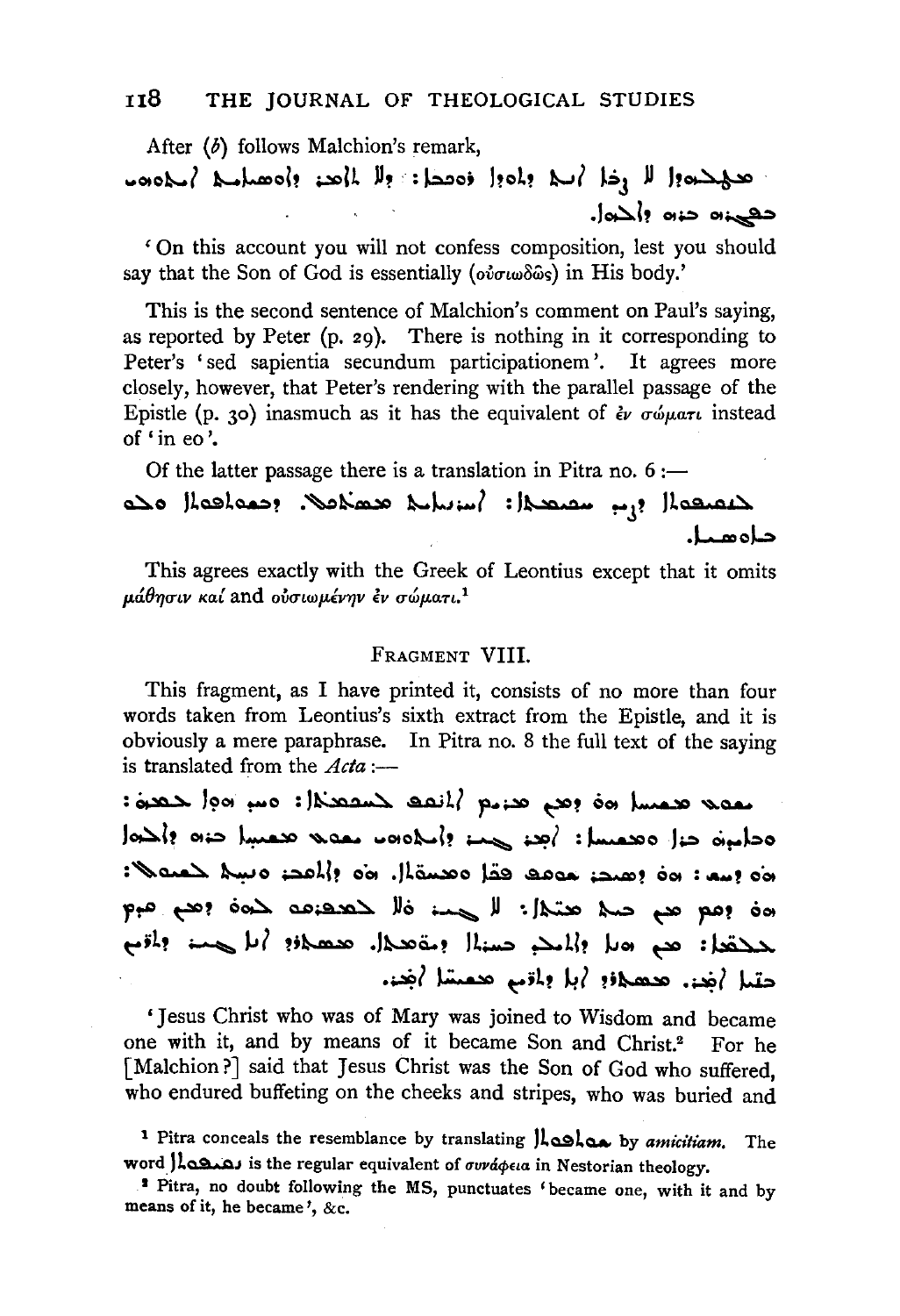After (*b*) follows Malchion's remark,

ܡܛܠܗܕܐ ܠܐ ܬܘܕܐ ܪܟܒܘܬܐ܆ ܕܠܐ ܬܐܡܪ ܕܐܘܣܝܐܝܬ ܒܪܗ ܕܐܠܗܐ ܒܦܓܪܗ.

'On this account you will not confess composition, lest you should say that the Son of God is essentially (οὐσιωδῶς) in His body.'

This is the second sentence of Malchion's comment on Paul's saying, as reported by Peter (p. 29). There is nothing in it corresponding to Peter's 'sed sapientia secundum participationem'. It agrees more closely, however, that Peter's rendering with the parallel passage of the Epistle (p. 30) inasmuch as it has the equivalent of ἐν σώματι instead of 'in eo'.

Of the latter passage there is a translation in Pitra no. 6 :—

ܒܡܫܘܬܦܘܬܐ ܓܝܪ ܚܟܡܬܐ܆ ܐܝܬܝܗ ܡܩܢܝܐ. ܕܡܫܘܬܦܘܬܐ ܘܠܘ ܟܝܢܐܝܬ.

This agrees exactly with the Greek of Leontius except that it omits μάθησιν καί and οὐσιωμένην ἐν σώματι.[1]

## Fragment VIII.

This fragment, as I have printed it, consists of no more than four words taken from Leontius's sixth extract from the Epistle, and it is obviously a mere paraphrase. In Pitra no. 8 the full text of the saying is translated from the *Acta* :—

ܝܫܘܥ ܡܫܝܚܐ ܗܘ ܕܡܢ ܡܪܝܡ ܐܬܢܩܦ ܠܚܟܡܬܐ܆ ܘܚܕ ܗܘܐ ܥܡܗ܆ ܘܒܐܝܕܗ ܗܘܐ ܒܪܐ ܘܡܫܝܚܐ܆ ܐܡܪ ܓܝܪ ܕܐܠܗܘܬܗ ܝܫܘܥ ܡܫܝܚܐ ܒܪܗ ܕܐܠܗܐ ܗܘ ܕܚܫ: ܗܘ ܕܩܒܠ ܡܚܘܬܐ ܥܠ ܦܟܐ ܘܡܚܘܬܐ. ܗܘ ܕܐܬܩܒܪ ܘܩܡ ܠܡܘܩܡܗ: ܗܘ ܕܩܡ ܡܢ ܒܝܬ ܡܝܬܐ: ܠܐ ܚܝܠ ܗܘܐ ܠܡܬܡܠܝܘ ܗܘܐ ܕܩܡ ܡܢ ܒܝܬ ܡܝܬܐ: ܡܢ ܗܘܐ ܘܐܬܠܒܫ ܚܝܠܐ ܘܩܪܒܐ. ܡܫܬܟܚ ܐܢܐ ܐܝܟ ܚܝܢ ܘܐܢܫ ܚܝܠܐ ܐܡܪ. ܡܫܬܟܚ ܐܢܐ ܕܐܢܫ ܡܫܝܚܐ ܐܡܪ.

'Jesus Christ who was of Mary was joined to Wisdom and became one with it, and by means of it became Son and Christ.[2] For he [Malchion?] said that Jesus Christ was the Son of God who suffered, who endured buffeting on the cheeks and stripes, who was buried and

[1] Pitra conceals the resemblance by translating ܫܘܬܦܘܬܐ by *amicitiam*. The word ܢܩܝܦܘܬܐ is the regular equivalent of συνάφεια in Nestorian theology.

[2] Pitra, no doubt following the MS, punctuates 'became one, with it and by means of it, he became', &c.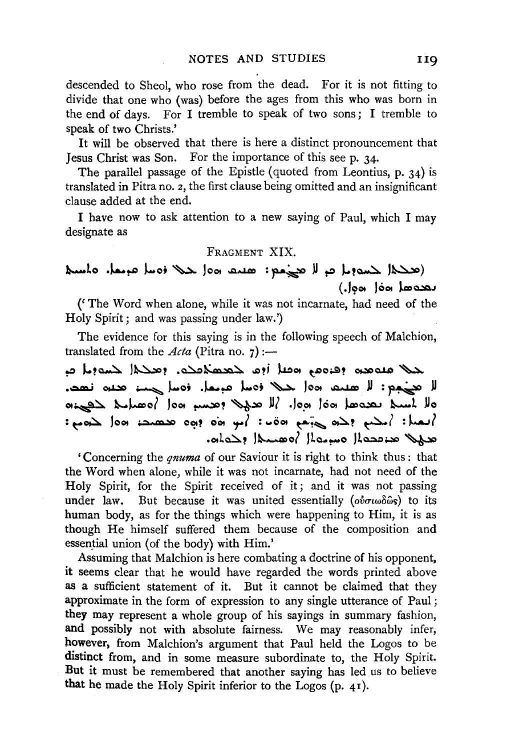descended to Sheol, who rose from the dead. For it is not fitting to divide that one who (was) before the ages from this who was born in the end of days. For I tremble to speak of two sons; I tremble to speak of two Christs.'

It will be observed that there is here a distinct pronouncement that Jesus Christ was Son. For the importance of this see p. 34.

The parallel passage of the Epistle (quoted from Leontius, p. 34) is translated in Pitra no. 2, the first clause being omitted and an insignificant clause added at the end.

I have now to ask attention to a new saying of Paul, which I may designate as

### Fragment XIX.

(ܡܠܬܐ ܒܠܚܘܕܝܗ̇ ܟܕ ܠܐ ܡܬܓܫܡܐ: ܣܢܝܩܐ ܗܘܬ ܠܘܬ ܪܘܚܐ ܩܕܝܫܐ. ܘܬܚܝܬ ܢܡܘܣܐ ܗܘܬ ܥܒܪܐ.)

('The Word when alone, while it was not incarnate, had need of the Holy Spirit; and was passing under law.')

The evidence for this saying is in the following speech of Malchion, translated from the *Acta* (Pitra no. 7):—

ܥܠ ܩܢܘܡܗ ܕܦܪܘܩܢ ܗܟܢܐ ܘܠܐ ܠܡܬܪܥܝܘ. ܕܡܠܬܐ ܒܠܚܘܕܝܗ̇ ܟܕ ܠܐ ܡܬܓܫܡܐ: ܠܐ ܣܢܝܩܐ ܗܘܬ ܠܘܬ ܪܘܚܐ ܩܕܝܫܐ. ܪܘܚܐ ܓܝܪ ܡܢܗ̇ ܢܣܒ. ܘܠܐ ܬܚܝܬ ܢܡܘܣܐ ܗܘܬ ܥܒܪܐ. ܐܠܐ ܡܛܠ ܕܐܬܚܝܕܬ ܐܘܣܝܐܝܬ ܠܦܓܪܗ̇ ܐܢܫܝܐ: ܐܝܟ ܕܠܗ ܕܗܘܝܢ ܗܘܝ: ܐܝܟ ܗܘ ܕܗܘ ܡܚܫ ܗܘܐ ܠܗܝܢ: ܡܛܠ ܡܪܟܒܘܬܐ ܘܚܝܕܘܬܐ ܐܘܣܝܐܝܬܐ ܕܠܘܬܗ.

'Concerning the *qnuma* of our Saviour it is right to think thus: that the Word when alone, while it was not incarnate, had not need of the Holy Spirit, for the Spirit received of it; and it was not passing under law. But because it was united essentially (οὐσιωδῶς) to its human body, as for the things which were happening to Him, it is as though He himself suffered them because of the composition and essential union (of the body) with Him.'

Assuming that Malchion is here combating a doctrine of his opponent, it seems clear that he would have regarded the words printed above as a sufficient statement of it. But it cannot be claimed that they approximate in the form of expression to any single utterance of Paul; they may represent a whole group of his sayings in summary fashion, and possibly not with absolute fairness. We may reasonably infer, however, from Malchion's argument that Paul held the Logos to be distinct from, and in some measure subordinate to, the Holy Spirit. But it must be remembered that another saying has led us to believe that he made the Holy Spirit inferior to the Logos (p. 41).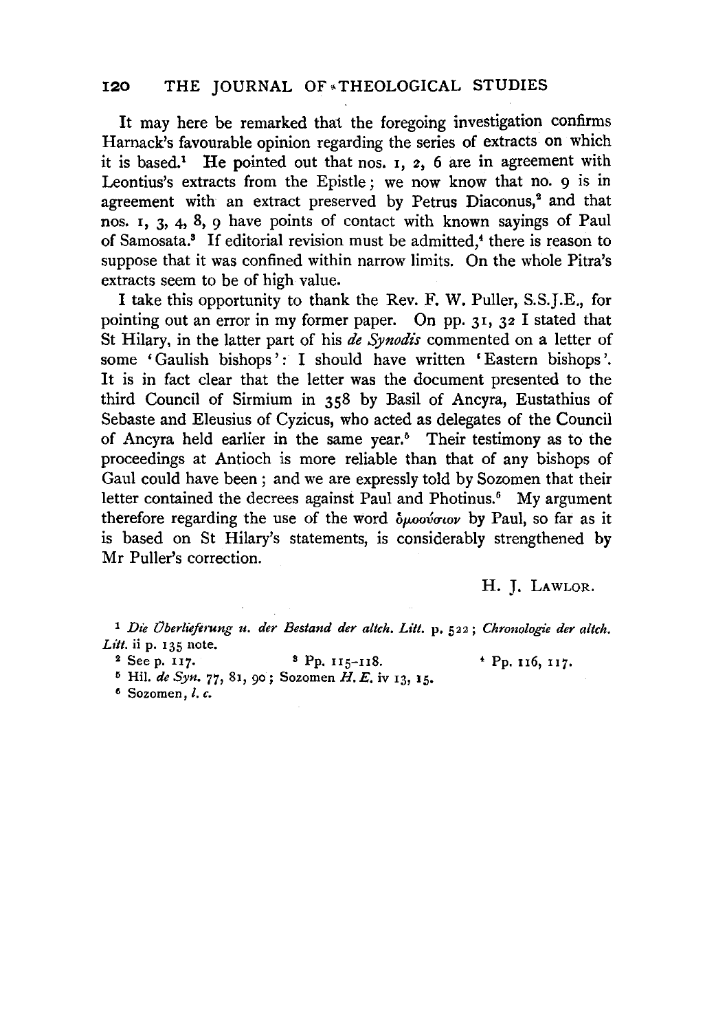It may here be remarked that the foregoing investigation confirms Harnack's favourable opinion regarding the series of extracts on which it is based.[1] He pointed out that nos. 1, 2, 6 are in agreement with Leontius's extracts from the Epistle; we now know that no. 9 is in agreement with an extract preserved by Petrus Diaconus,[2] and that nos. 1, 3, 4, 8, 9 have points of contact with known sayings of Paul of Samosata.[3] If editorial revision must be admitted,[4] there is reason to suppose that it was confined within narrow limits. On the whole Pitra's extracts seem to be of high value.

I take this opportunity to thank the Rev. F. W. Puller, S.S.J.E., for pointing out an error in my former paper. On pp. 31, 32 I stated that St Hilary, in the latter part of his *de Synodis* commented on a letter of some 'Gaulish bishops': I should have written 'Eastern bishops'. It is in fact clear that the letter was the document presented to the third Council of Sirmium in 358 by Basil of Ancyra, Eustathius of Sebaste and Eleusius of Cyzicus, who acted as delegates of the Council of Ancyra held earlier in the same year.[5] Their testimony as to the proceedings at Antioch is more reliable than that of any bishops of Gaul could have been; and we are expressly told by Sozomen that their letter contained the decrees against Paul and Photinus.[6] My argument therefore regarding the use of the word ὁμοούσιον by Paul, so far as it is based on St Hilary's statements, is considerably strengthened by Mr Puller's correction.

H. J. Lawlor.

---

[1] *Die Überlieferung u. der Bestand der altch. Litt.* p. 522; *Chronologie der altch. Litt.* ii p. 135 note.

[2] See p. 117.

[3] Pp. 115–118.

[4] Pp. 116, 117.

[5] Hil. *de Syn.* 77, 81, 90; Sozomen *H. E.* iv 13, 15.

[6] Sozomen, *l. c.*